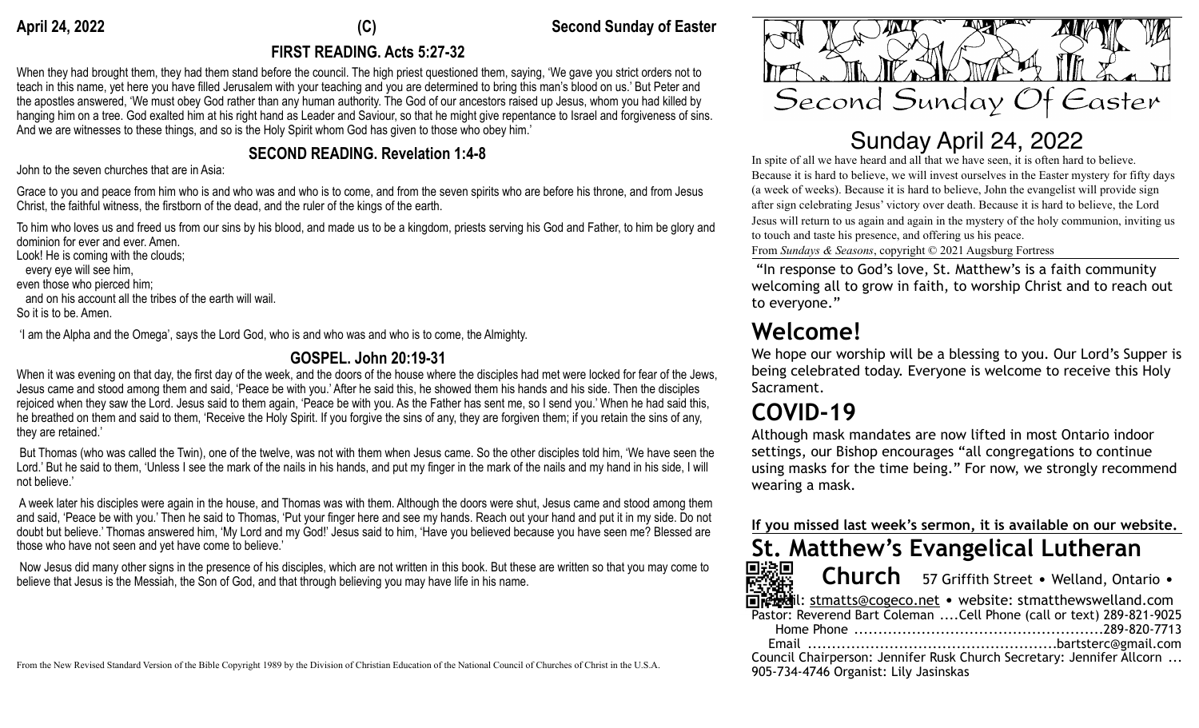**April 24, 2022** **(C)** **Second Sunday of Easter**

## FIRST READING. Acts 5:27-32

When they had brought them, they had them stand before the council. The high priest questioned them, saying, 'We gave you strict orders not to teach in this name, yet here you have filled Jerusalem with your teaching and you are determined to bring this man's blood on us.' But Peter and the apostles answered, 'We must obey God rather than any human authority. The God of our ancestors raised up Jesus, whom you had killed by hanging him on a tree. God exalted him at his right hand as Leader and Saviour, so that he might give repentance to Israel and forgiveness of sins. And we are witnesses to these things, and so is the Holy Spirit whom God has given to those who obey him.'

## SECOND READING. Revelation 1:4-8

John to the seven churches that are in Asia:

Grace to you and peace from him who is and who was and who is to come, and from the seven spirits who are before his throne, and from Jesus Christ, the faithful witness, the firstborn of the dead, and the ruler of the kings of the earth.

To him who loves us and freed us from our sins by his blood, and made us to be a kingdom, priests serving his God and Father, to him be glory and dominion for ever and ever. Amen.
Look! He is coming with the clouds;
 every eye will see him,
even those who pierced him;
 and on his account all the tribes of the earth will wail.
So it is to be. Amen.

'I am the Alpha and the Omega', says the Lord God, who is and who was and who is to come, the Almighty.

## GOSPEL. John 20:19-31

When it was evening on that day, the first day of the week, and the doors of the house where the disciples had met were locked for fear of the Jews, Jesus came and stood among them and said, 'Peace be with you.' After he said this, he showed them his hands and his side. Then the disciples rejoiced when they saw the Lord. Jesus said to them again, 'Peace be with you. As the Father has sent me, so I send you.' When he had said this, he breathed on them and said to them, 'Receive the Holy Spirit. If you forgive the sins of any, they are forgiven them; if you retain the sins of any, they are retained.'

But Thomas (who was called the Twin), one of the twelve, was not with them when Jesus came. So the other disciples told him, 'We have seen the Lord.' But he said to them, 'Unless I see the mark of the nails in his hands, and put my finger in the mark of the nails and my hand in his side, I will not believe.'

A week later his disciples were again in the house, and Thomas was with them. Although the doors were shut, Jesus came and stood among them and said, 'Peace be with you.' Then he said to Thomas, 'Put your finger here and see my hands. Reach out your hand and put it in my side. Do not doubt but believe.' Thomas answered him, 'My Lord and my God!' Jesus said to him, 'Have you believed because you have seen me? Blessed are those who have not seen and yet have come to believe.'

Now Jesus did many other signs in the presence of his disciples, which are not written in this book. But these are written so that you may come to believe that Jesus is the Messiah, the Son of God, and that through believing you may have life in his name.

From the New Revised Standard Version of the Bible Copyright 1989 by the Division of Christian Education of the National Council of Churches of Christ in the U.S.A.

# Second Sunday Of Easter

# Sunday April 24, 2022

In spite of all we have heard and all that we have seen, it is often hard to believe. Because it is hard to believe, we will invest ourselves in the Easter mystery for fifty days (a week of weeks). Because it is hard to believe, John the evangelist will provide sign after sign celebrating Jesus' victory over death. Because it is hard to believe, the Lord Jesus will return to us again and again in the mystery of the holy communion, inviting us to touch and taste his presence, and offering us his peace.
From *Sundays & Seasons*, copyright © 2021 Augsburg Fortress

"In response to God's love, St. Matthew's is a faith community welcoming all to grow in faith, to worship Christ and to reach out to everyone."

# Welcome!

We hope our worship will be a blessing to you. Our Lord's Supper is being celebrated today. Everyone is welcome to receive this Holy Sacrament.

# COVID-19

Although mask mandates are now lifted in most Ontario indoor settings, our Bishop encourages "all congregations to continue using masks for the time being." For now, we strongly recommend wearing a mask.

**If you missed last week's sermon, it is available on our website.**

# St. Matthew's Evangelical Lutheran Church

57 Griffith Street • Welland, Ontario • email: stmatts@cogeco.net • website: stmatthewswelland.com
Pastor: Reverend Bart Coleman ....Cell Phone (call or text) 289-821-9025
Home Phone ....................................................289-820-7713
Email ....................................................bartsterc@gmail.com
Council Chairperson: Jennifer Rusk Church Secretary: Jennifer Allcorn ... 905-734-4746 Organist: Lily Jasinskas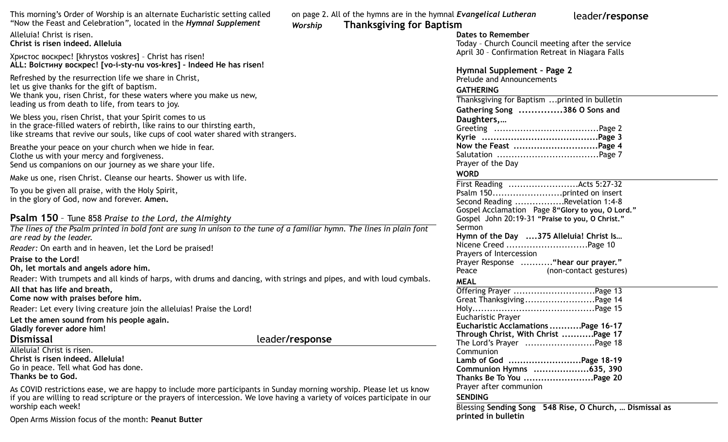This morning's Order of Worship is an alternate Eucharistic setting called "Now the Feast and Celebration", located in the ***Hymnal Supplement*** on page 2. All of the hymns are in the hymnal ***Evangelical Lutheran Worship***

## Thanksgiving for Baptism

leader/**response**

Alleluia! Christ is risen.
**Christ is risen indeed. Alleluia**

Христос воскрес! [khrystos voskres] – Christ has risen!
**ALL: Воістину воскрес! [vo-i-sty-nu vos-kres] – Indeed He has risen!**

Refreshed by the resurrection life we share in Christ,
let us give thanks for the gift of baptism.
We thank you, risen Christ, for these waters where you make us new,
leading us from death to life, from tears to joy.

We bless you, risen Christ, that your Spirit comes to us
in the grace-filled waters of rebirth, like rains to our thirsting earth,
like streams that revive our souls, like cups of cool water shared with strangers.

Breathe your peace on your church when we hide in fear.
Clothe us with your mercy and forgiveness.
Send us companions on our journey as we share your life.

Make us one, risen Christ. Cleanse our hearts. Shower us with life.

To you be given all praise, with the Holy Spirit,
in the glory of God, now and forever. **Amen.**

## Psalm 150 – Tune 858 *Praise to the Lord, the Almighty*

*The lines of the Psalm printed in bold font are sung in unison to the tune of a familiar hymn. The lines in plain font are read by the leader.*

*Reader:* On earth and in heaven, let the Lord be praised!

**Praise to the Lord!**
**Oh, let mortals and angels adore him.**

Reader: With trumpets and all kinds of harps, with drums and dancing, with strings and pipes, and with loud cymbals.

**All that has life and breath,**
**Come now with praises before him.**

Reader: Let every living creature join the alleluias! Praise the Lord!

**Let the amen sound from his people again.**
**Gladly forever adore him!**

## Dismissal

leader/**response**

Alleluia! Christ is risen.
**Christ is risen indeed. Alleluia!**
Go in peace. Tell what God has done.
**Thanks be to God.**

As COVID restrictions ease, we are happy to include more participants in Sunday morning worship. Please let us know if you are willing to read scripture or the prayers of intercession. We love having a variety of voices participate in our worship each week!

Open Arms Mission focus of the month: **Peanut Butter**

**Dates to Remember**
Today – Church Council meeting after the service
April 30 – Confirmation Retreat in Niagara Falls

**Hymnal Supplement – Page 2**
Prelude and Announcements

**GATHERING**

Thanksgiving for Baptism ...printed in bulletin
**Gathering Song .............386 O Sons and Daughters,…**
Greeting ....................................Page 2
**Kyrie .......................................Page 3**
**Now the Feast ............................Page 4**
Salutation ...................................Page 7
Prayer of the Day

**WORD**

First Reading ........................Acts 5:27-32
Psalm 150........................printed on insert
Second Reading .................Revelation 1:4-8
Gospel Acclamation Page 8 **"Glory to you, O Lord."**
Gospel John 20:19-31 **"Praise to you, O Christ."**
Sermon
**Hymn of the Day ....375 Alleluia! Christ Is…**
Nicene Creed ............................Page 10
Prayers of Intercession
Prayer Response ..........."**hear our prayer.**"
Peace (non-contact gestures)

**MEAL**

Offering Prayer ............................Page 13
Great Thanksgiving........................Page 14
Holy..........................................Page 15
Eucharistic Prayer
**Eucharistic Acclamations ...........Page 16-17**
**Through Christ, With Christ ...........Page 17**
The Lord's Prayer ........................Page 18
Communion
**Lamb of God .........................Page 18-19**
**Communion Hymns ...................635, 390**
**Thanks Be To You ........................Page 20**
Prayer after communion

**SENDING**

Blessing **Sending Song 548 Rise, O Church, … Dismissal as printed in bulletin**